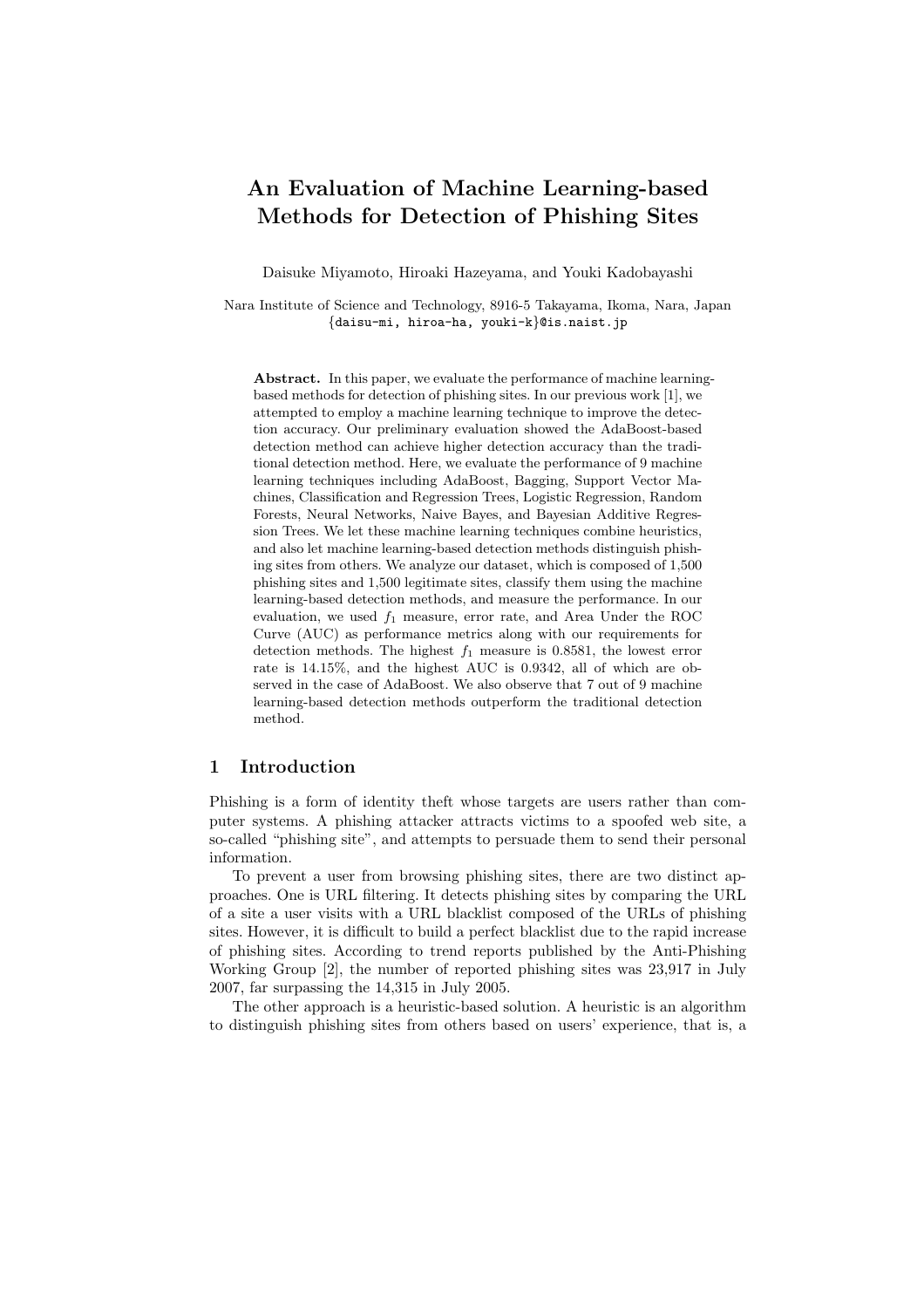# An Evaluation of Machine Learning-based Methods for Detection of Phishing Sites

Daisuke Miyamoto, Hiroaki Hazeyama, and Youki Kadobayashi

Nara Institute of Science and Technology, 8916-5 Takayama, Ikoma, Nara, Japan
{daisu-mi, hiroa-ha, youki-k}@is.naist.jp

**Abstract.** In this paper, we evaluate the performance of machine learning-based methods for detection of phishing sites. In our previous work [1], we attempted to employ a machine learning technique to improve the detection accuracy. Our preliminary evaluation showed the AdaBoost-based detection method can achieve higher detection accuracy than the traditional detection method. Here, we evaluate the performance of 9 machine learning techniques including AdaBoost, Bagging, Support Vector Machines, Classification and Regression Trees, Logistic Regression, Random Forests, Neural Networks, Naive Bayes, and Bayesian Additive Regression Trees. We let these machine learning techniques combine heuristics, and also let machine learning-based detection methods distinguish phishing sites from others. We analyze our dataset, which is composed of 1,500 phishing sites and 1,500 legitimate sites, classify them using the machine learning-based detection methods, and measure the performance. In our evaluation, we used $f_1$ measure, error rate, and Area Under the ROC Curve (AUC) as performance metrics along with our requirements for detection methods. The highest $f_1$ measure is 0.8581, the lowest error rate is 14.15%, and the highest AUC is 0.9342, all of which are observed in the case of AdaBoost. We also observe that 7 out of 9 machine learning-based detection methods outperform the traditional detection method.

## 1 Introduction

Phishing is a form of identity theft whose targets are users rather than computer systems. A phishing attacker attracts victims to a spoofed web site, a so-called "phishing site", and attempts to persuade them to send their personal information.

To prevent a user from browsing phishing sites, there are two distinct approaches. One is URL filtering. It detects phishing sites by comparing the URL of a site a user visits with a URL blacklist composed of the URLs of phishing sites. However, it is difficult to build a perfect blacklist due to the rapid increase of phishing sites. According to trend reports published by the Anti-Phishing Working Group [2], the number of reported phishing sites was 23,917 in July 2007, far surpassing the 14,315 in July 2005.

The other approach is a heuristic-based solution. A heuristic is an algorithm to distinguish phishing sites from others based on users' experience, that is, a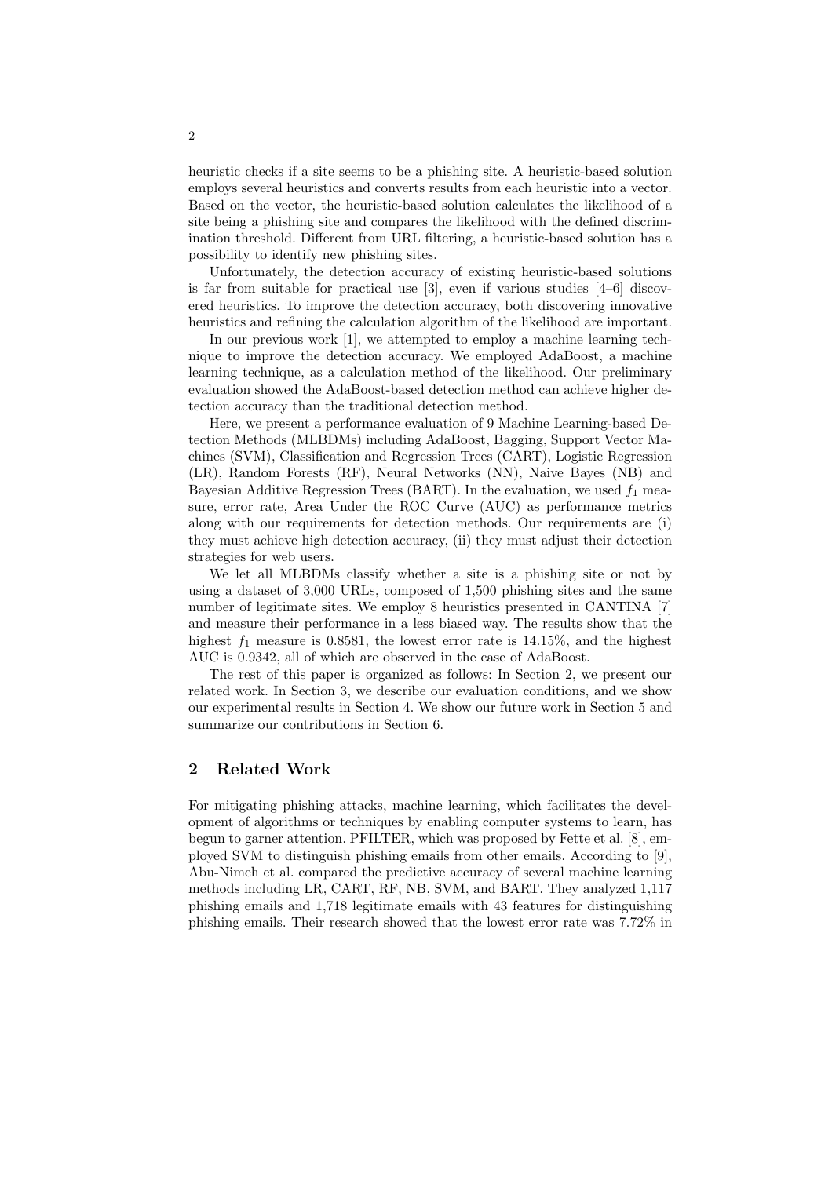heuristic checks if a site seems to be a phishing site. A heuristic-based solution employs several heuristics and converts results from each heuristic into a vector. Based on the vector, the heuristic-based solution calculates the likelihood of a site being a phishing site and compares the likelihood with the defined discrimination threshold. Different from URL filtering, a heuristic-based solution has a possibility to identify new phishing sites.

Unfortunately, the detection accuracy of existing heuristic-based solutions is far from suitable for practical use [3], even if various studies [4–6] discovered heuristics. To improve the detection accuracy, both discovering innovative heuristics and refining the calculation algorithm of the likelihood are important.

In our previous work [1], we attempted to employ a machine learning technique to improve the detection accuracy. We employed AdaBoost, a machine learning technique, as a calculation method of the likelihood. Our preliminary evaluation showed the AdaBoost-based detection method can achieve higher detection accuracy than the traditional detection method.

Here, we present a performance evaluation of 9 Machine Learning-based Detection Methods (MLBDMs) including AdaBoost, Bagging, Support Vector Machines (SVM), Classification and Regression Trees (CART), Logistic Regression (LR), Random Forests (RF), Neural Networks (NN), Naive Bayes (NB) and Bayesian Additive Regression Trees (BART). In the evaluation, we used $f_1$ measure, error rate, Area Under the ROC Curve (AUC) as performance metrics along with our requirements for detection methods. Our requirements are (i) they must achieve high detection accuracy, (ii) they must adjust their detection strategies for web users.

We let all MLBDMs classify whether a site is a phishing site or not by using a dataset of 3,000 URLs, composed of 1,500 phishing sites and the same number of legitimate sites. We employ 8 heuristics presented in CANTINA [7] and measure their performance in a less biased way. The results show that the highest $f_1$ measure is 0.8581, the lowest error rate is 14.15%, and the highest AUC is 0.9342, all of which are observed in the case of AdaBoost.

The rest of this paper is organized as follows: In Section 2, we present our related work. In Section 3, we describe our evaluation conditions, and we show our experimental results in Section 4. We show our future work in Section 5 and summarize our contributions in Section 6.

## 2 Related Work

For mitigating phishing attacks, machine learning, which facilitates the development of algorithms or techniques by enabling computer systems to learn, has begun to garner attention. PFILTER, which was proposed by Fette et al. [8], employed SVM to distinguish phishing emails from other emails. According to [9], Abu-Nimeh et al. compared the predictive accuracy of several machine learning methods including LR, CART, RF, NB, SVM, and BART. They analyzed 1,117 phishing emails and 1,718 legitimate emails with 43 features for distinguishing phishing emails. Their research showed that the lowest error rate was 7.72% in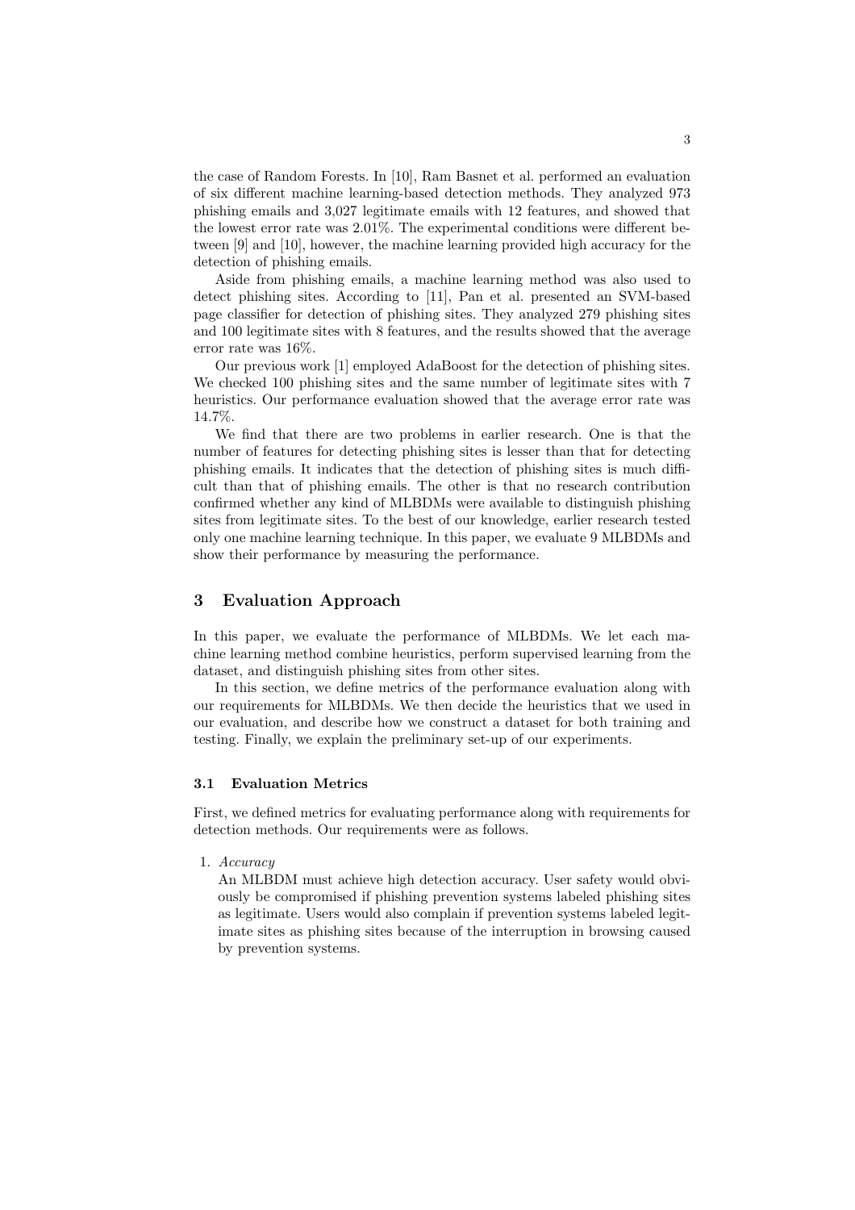the case of Random Forests. In [10], Ram Basnet et al. performed an evaluation of six different machine learning-based detection methods. They analyzed 973 phishing emails and 3,027 legitimate emails with 12 features, and showed that the lowest error rate was 2.01%. The experimental conditions were different between [9] and [10], however, the machine learning provided high accuracy for the detection of phishing emails.

Aside from phishing emails, a machine learning method was also used to detect phishing sites. According to [11], Pan et al. presented an SVM-based page classifier for detection of phishing sites. They analyzed 279 phishing sites and 100 legitimate sites with 8 features, and the results showed that the average error rate was 16%.

Our previous work [1] employed AdaBoost for the detection of phishing sites. We checked 100 phishing sites and the same number of legitimate sites with 7 heuristics. Our performance evaluation showed that the average error rate was 14.7%.

We find that there are two problems in earlier research. One is that the number of features for detecting phishing sites is lesser than that for detecting phishing emails. It indicates that the detection of phishing sites is much difficult than that of phishing emails. The other is that no research contribution confirmed whether any kind of MLBDMs were available to distinguish phishing sites from legitimate sites. To the best of our knowledge, earlier research tested only one machine learning technique. In this paper, we evaluate 9 MLBDMs and show their performance by measuring the performance.

## 3 Evaluation Approach

In this paper, we evaluate the performance of MLBDMs. We let each machine learning method combine heuristics, perform supervised learning from the dataset, and distinguish phishing sites from other sites.

In this section, we define metrics of the performance evaluation along with our requirements for MLBDMs. We then decide the heuristics that we used in our evaluation, and describe how we construct a dataset for both training and testing. Finally, we explain the preliminary set-up of our experiments.

### 3.1 Evaluation Metrics

First, we defined metrics for evaluating performance along with requirements for detection methods. Our requirements were as follows.

1. *Accuracy*
   An MLBDM must achieve high detection accuracy. User safety would obviously be compromised if phishing prevention systems labeled phishing sites as legitimate. Users would also complain if prevention systems labeled legitimate sites as phishing sites because of the interruption in browsing caused by prevention systems.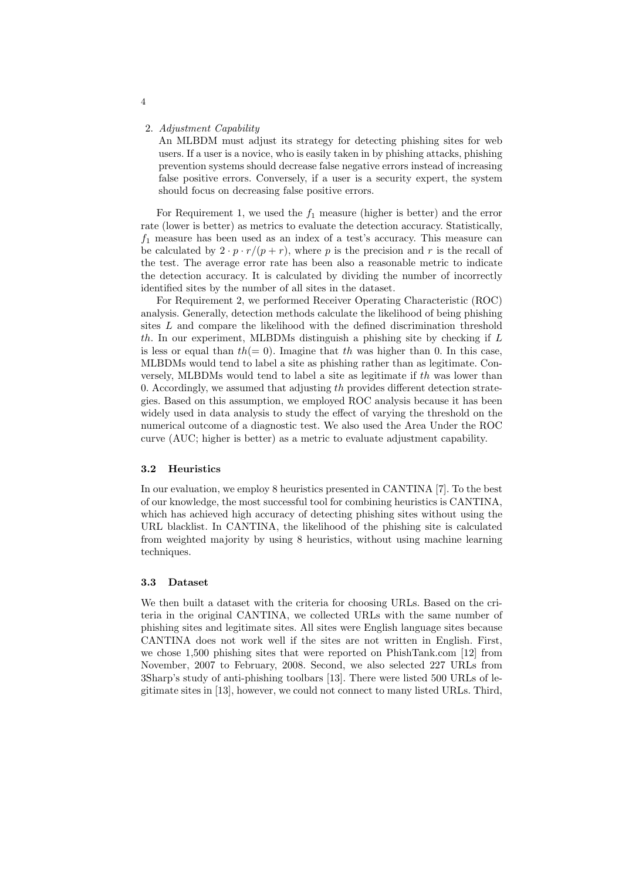2. *Adjustment Capability*
   An MLBDM must adjust its strategy for detecting phishing sites for web users. If a user is a novice, who is easily taken in by phishing attacks, phishing prevention systems should decrease false negative errors instead of increasing false positive errors. Conversely, if a user is a security expert, the system should focus on decreasing false positive errors.

For Requirement 1, we used the $f_1$ measure (higher is better) and the error rate (lower is better) as metrics to evaluate the detection accuracy. Statistically, $f_1$ measure has been used as an index of a test's accuracy. This measure can be calculated by $2 \cdot p \cdot r/(p + r)$, where $p$ is the precision and $r$ is the recall of the test. The average error rate has been also a reasonable metric to indicate the detection accuracy. It is calculated by dividing the number of incorrectly identified sites by the number of all sites in the dataset.

For Requirement 2, we performed Receiver Operating Characteristic (ROC) analysis. Generally, detection methods calculate the likelihood of being phishing sites $L$ and compare the likelihood with the defined discrimination threshold $th$. In our experiment, MLBDMs distinguish a phishing site by checking if $L$ is less or equal than $th(= 0)$. Imagine that $th$ was higher than 0. In this case, MLBDMs would tend to label a site as phishing rather than as legitimate. Conversely, MLBDMs would tend to label a site as legitimate if $th$ was lower than 0. Accordingly, we assumed that adjusting $th$ provides different detection strategies. Based on this assumption, we employed ROC analysis because it has been widely used in data analysis to study the effect of varying the threshold on the numerical outcome of a diagnostic test. We also used the Area Under the ROC curve (AUC; higher is better) as a metric to evaluate adjustment capability.

### 3.2 Heuristics

In our evaluation, we employ 8 heuristics presented in CANTINA [7]. To the best of our knowledge, the most successful tool for combining heuristics is CANTINA, which has achieved high accuracy of detecting phishing sites without using the URL blacklist. In CANTINA, the likelihood of the phishing site is calculated from weighted majority by using 8 heuristics, without using machine learning techniques.

### 3.3 Dataset

We then built a dataset with the criteria for choosing URLs. Based on the criteria in the original CANTINA, we collected URLs with the same number of phishing sites and legitimate sites. All sites were English language sites because CANTINA does not work well if the sites are not written in English. First, we chose 1,500 phishing sites that were reported on PhishTank.com [12] from November, 2007 to February, 2008. Second, we also selected 227 URLs from 3Sharp's study of anti-phishing toolbars [13]. There were listed 500 URLs of legitimate sites in [13], however, we could not connect to many listed URLs. Third,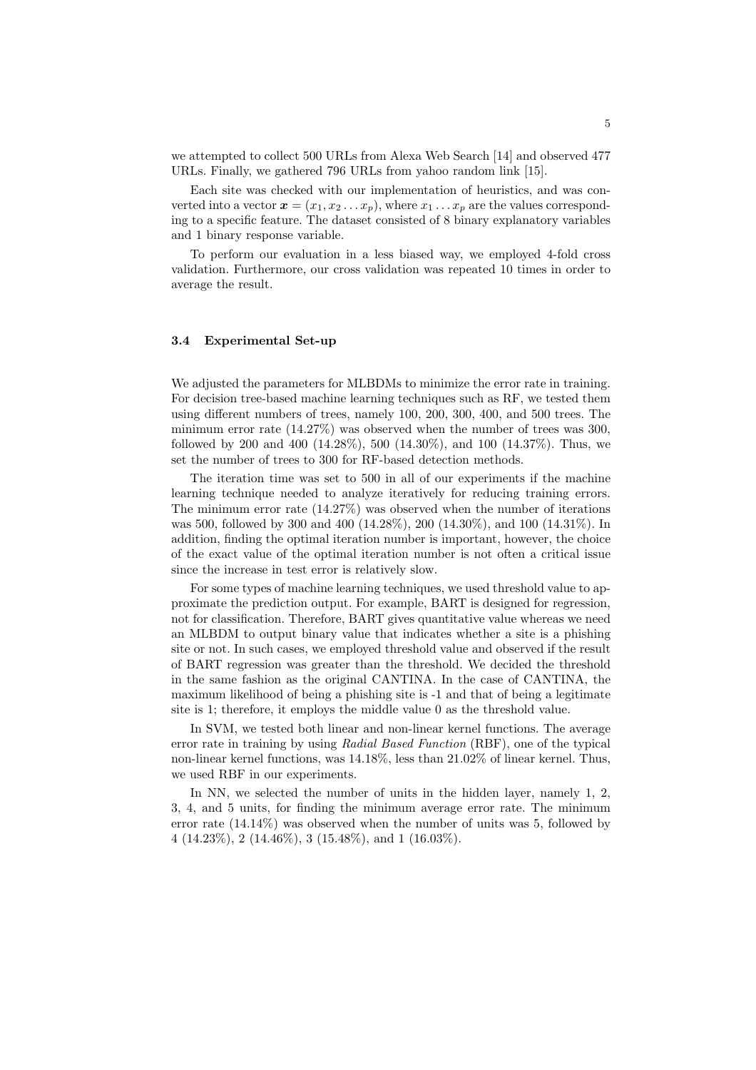we attempted to collect 500 URLs from Alexa Web Search [14] and observed 477 URLs. Finally, we gathered 796 URLs from yahoo random link [15].

Each site was checked with our implementation of heuristics, and was converted into a vector $\boldsymbol{x} = (x_1, x_2 \dots x_p)$, where $x_1 \dots x_p$ are the values corresponding to a specific feature. The dataset consisted of 8 binary explanatory variables and 1 binary response variable.

To perform our evaluation in a less biased way, we employed 4-fold cross validation. Furthermore, our cross validation was repeated 10 times in order to average the result.

### 3.4 Experimental Set-up

We adjusted the parameters for MLBDMs to minimize the error rate in training. For decision tree-based machine learning techniques such as RF, we tested them using different numbers of trees, namely 100, 200, 300, 400, and 500 trees. The minimum error rate (14.27%) was observed when the number of trees was 300, followed by 200 and 400 (14.28%), 500 (14.30%), and 100 (14.37%). Thus, we set the number of trees to 300 for RF-based detection methods.

The iteration time was set to 500 in all of our experiments if the machine learning technique needed to analyze iteratively for reducing training errors. The minimum error rate (14.27%) was observed when the number of iterations was 500, followed by 300 and 400 (14.28%), 200 (14.30%), and 100 (14.31%). In addition, finding the optimal iteration number is important, however, the choice of the exact value of the optimal iteration number is not often a critical issue since the increase in test error is relatively slow.

For some types of machine learning techniques, we used threshold value to approximate the prediction output. For example, BART is designed for regression, not for classification. Therefore, BART gives quantitative value whereas we need an MLBDM to output binary value that indicates whether a site is a phishing site or not. In such cases, we employed threshold value and observed if the result of BART regression was greater than the threshold. We decided the threshold in the same fashion as the original CANTINA. In the case of CANTINA, the maximum likelihood of being a phishing site is -1 and that of being a legitimate site is 1; therefore, it employs the middle value 0 as the threshold value.

In SVM, we tested both linear and non-linear kernel functions. The average error rate in training by using *Radial Based Function* (RBF), one of the typical non-linear kernel functions, was 14.18%, less than 21.02% of linear kernel. Thus, we used RBF in our experiments.

In NN, we selected the number of units in the hidden layer, namely 1, 2, 3, 4, and 5 units, for finding the minimum average error rate. The minimum error rate (14.14%) was observed when the number of units was 5, followed by 4 (14.23%), 2 (14.46%), 3 (15.48%), and 1 (16.03%).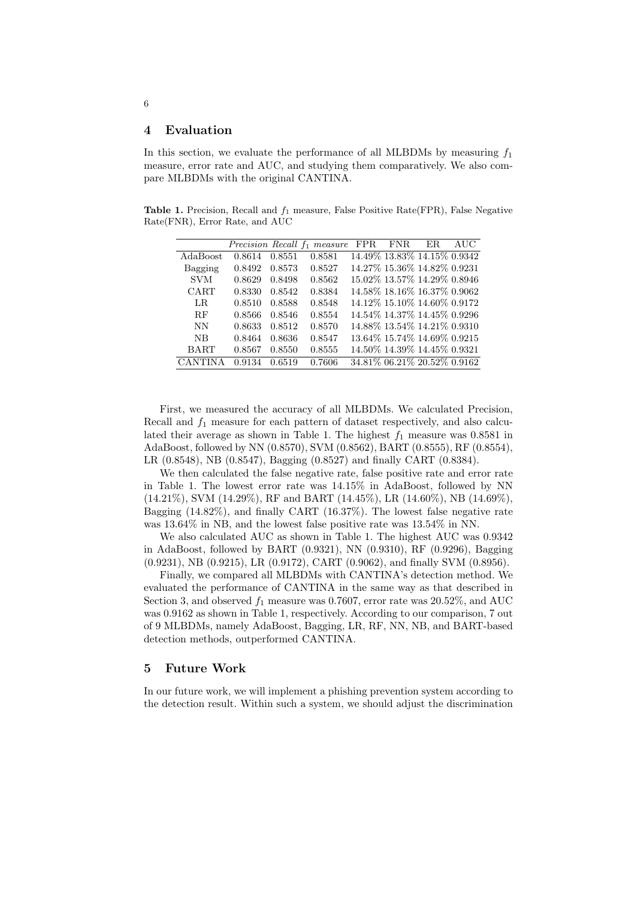## 4 Evaluation

In this section, we evaluate the performance of all MLBDMs by measuring $f_1$ measure, error rate and AUC, and studying them comparatively. We also compare MLBDMs with the original CANTINA.

**Table 1.** Precision, Recall and $f_1$ measure, False Positive Rate(FPR), False Negative Rate(FNR), Error Rate, and AUC

| | *Precision* | *Recall* | $f_1$ *measure* | FPR | FNR | ER | AUC |
|---|---|---|---|---|---|---|---|
| AdaBoost | 0.8614 | 0.8551 | 0.8581 | 14.49% | 13.83% | 14.15% | 0.9342 |
| Bagging | 0.8492 | 0.8573 | 0.8527 | 14.27% | 15.36% | 14.82% | 0.9231 |
| SVM | 0.8629 | 0.8498 | 0.8562 | 15.02% | 13.57% | 14.29% | 0.8946 |
| CART | 0.8330 | 0.8542 | 0.8384 | 14.58% | 18.16% | 16.37% | 0.9062 |
| LR | 0.8510 | 0.8588 | 0.8548 | 14.12% | 15.10% | 14.60% | 0.9172 |
| RF | 0.8566 | 0.8546 | 0.8554 | 14.54% | 14.37% | 14.45% | 0.9296 |
| NN | 0.8633 | 0.8512 | 0.8570 | 14.88% | 13.54% | 14.21% | 0.9310 |
| NB | 0.8464 | 0.8636 | 0.8547 | 13.64% | 15.74% | 14.69% | 0.9215 |
| BART | 0.8567 | 0.8550 | 0.8555 | 14.50% | 14.39% | 14.45% | 0.9321 |
| CANTINA | 0.9134 | 0.6519 | 0.7606 | 34.81% | 06.21% | 20.52% | 0.9162 |

First, we measured the accuracy of all MLBDMs. We calculated Precision, Recall and $f_1$ measure for each pattern of dataset respectively, and also calculated their average as shown in Table 1. The highest $f_1$ measure was 0.8581 in AdaBoost, followed by NN (0.8570), SVM (0.8562), BART (0.8555), RF (0.8554), LR (0.8548), NB (0.8547), Bagging (0.8527) and finally CART (0.8384).

We then calculated the false negative rate, false positive rate and error rate in Table 1. The lowest error rate was 14.15% in AdaBoost, followed by NN (14.21%), SVM (14.29%), RF and BART (14.45%), LR (14.60%), NB (14.69%), Bagging (14.82%), and finally CART (16.37%). The lowest false negative rate was 13.64% in NB, and the lowest false positive rate was 13.54% in NN.

We also calculated AUC as shown in Table 1. The highest AUC was 0.9342 in AdaBoost, followed by BART (0.9321), NN (0.9310), RF (0.9296), Bagging (0.9231), NB (0.9215), LR (0.9172), CART (0.9062), and finally SVM (0.8956).

Finally, we compared all MLBDMs with CANTINA's detection method. We evaluated the performance of CANTINA in the same way as that described in Section 3, and observed $f_1$ measure was 0.7607, error rate was 20.52%, and AUC was 0.9162 as shown in Table 1, respectively. According to our comparison, 7 out of 9 MLBDMs, namely AdaBoost, Bagging, LR, RF, NN, NB, and BART-based detection methods, outperformed CANTINA.

## 5 Future Work

In our future work, we will implement a phishing prevention system according to the detection result. Within such a system, we should adjust the discrimination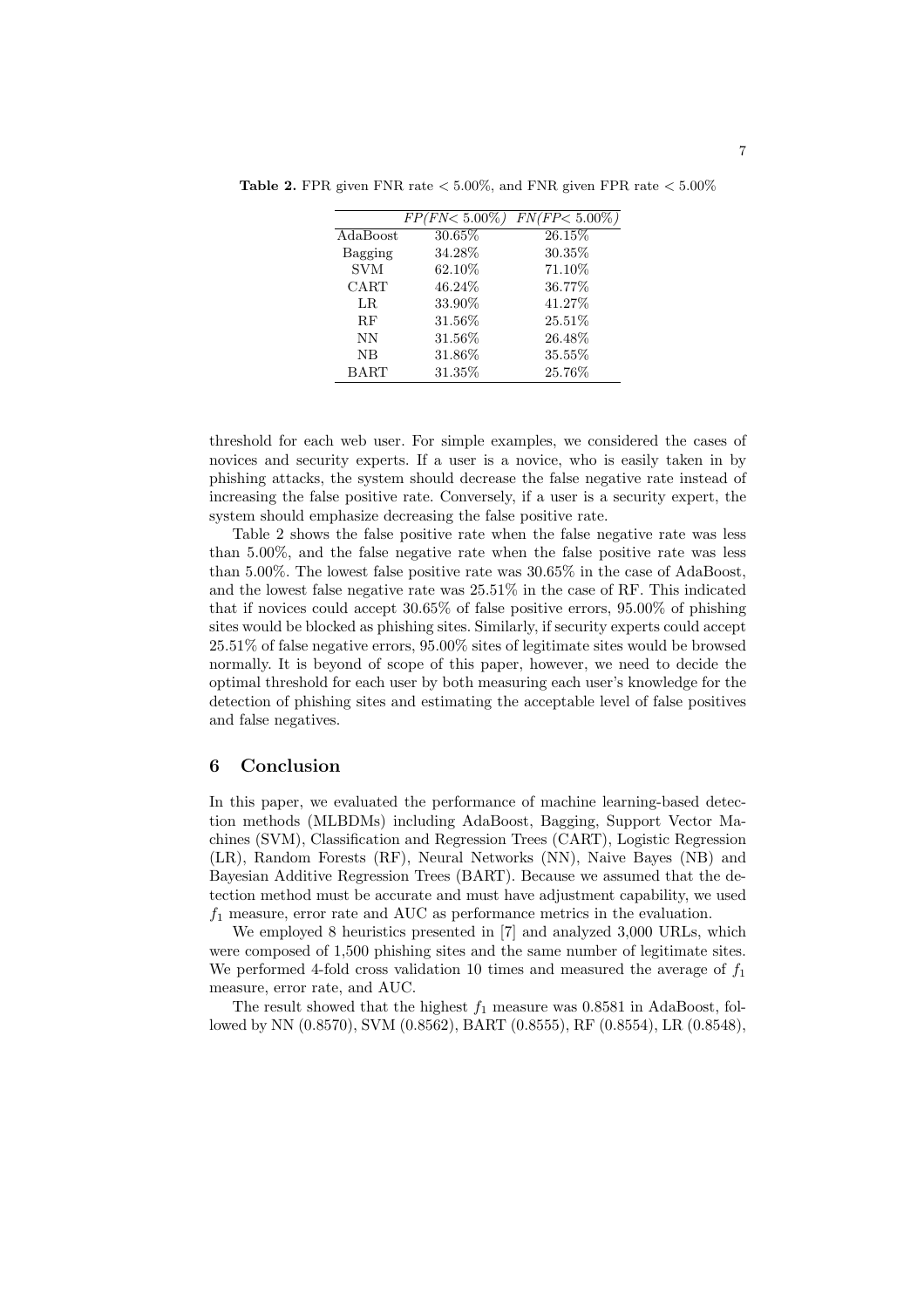**Table 2.** FPR given FNR rate < 5.00%, and FNR given FPR rate < 5.00%

| | *FP(FN< 5.00%)* | *FN(FP< 5.00%)* |
|---|---|---|
| AdaBoost | 30.65% | 26.15% |
| Bagging | 34.28% | 30.35% |
| SVM | 62.10% | 71.10% |
| CART | 46.24% | 36.77% |
| LR | 33.90% | 41.27% |
| RF | 31.56% | 25.51% |
| NN | 31.56% | 26.48% |
| NB | 31.86% | 35.55% |
| BART | 31.35% | 25.76% |

threshold for each web user. For simple examples, we considered the cases of novices and security experts. If a user is a novice, who is easily taken in by phishing attacks, the system should decrease the false negative rate instead of increasing the false positive rate. Conversely, if a user is a security expert, the system should emphasize decreasing the false positive rate.

Table 2 shows the false positive rate when the false negative rate was less than 5.00%, and the false negative rate when the false positive rate was less than 5.00%. The lowest false positive rate was 30.65% in the case of AdaBoost, and the lowest false negative rate was 25.51% in the case of RF. This indicated that if novices could accept 30.65% of false positive errors, 95.00% of phishing sites would be blocked as phishing sites. Similarly, if security experts could accept 25.51% of false negative errors, 95.00% sites of legitimate sites would be browsed normally. It is beyond of scope of this paper, however, we need to decide the optimal threshold for each user by both measuring each user's knowledge for the detection of phishing sites and estimating the acceptable level of false positives and false negatives.

## 6 Conclusion

In this paper, we evaluated the performance of machine learning-based detection methods (MLBDMs) including AdaBoost, Bagging, Support Vector Machines (SVM), Classification and Regression Trees (CART), Logistic Regression (LR), Random Forests (RF), Neural Networks (NN), Naive Bayes (NB) and Bayesian Additive Regression Trees (BART). Because we assumed that the detection method must be accurate and must have adjustment capability, we used $f_1$ measure, error rate and AUC as performance metrics in the evaluation.

We employed 8 heuristics presented in [7] and analyzed 3,000 URLs, which were composed of 1,500 phishing sites and the same number of legitimate sites. We performed 4-fold cross validation 10 times and measured the average of $f_1$ measure, error rate, and AUC.

The result showed that the highest $f_1$ measure was 0.8581 in AdaBoost, followed by NN (0.8570), SVM (0.8562), BART (0.8555), RF (0.8554), LR (0.8548),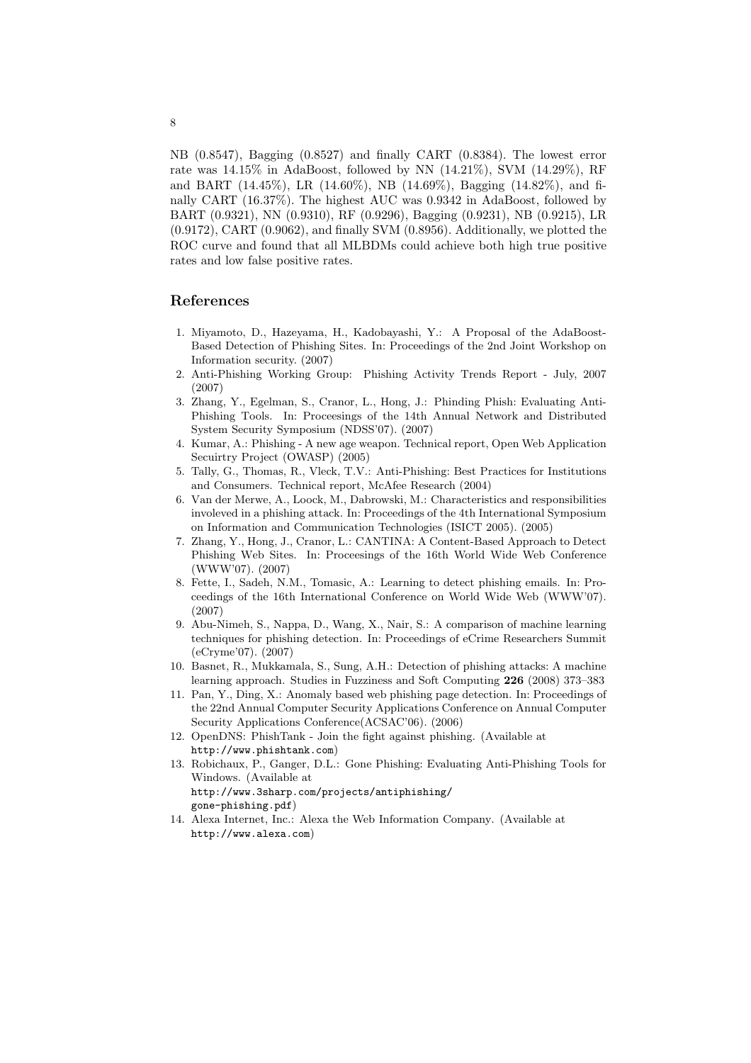NB (0.8547), Bagging (0.8527) and finally CART (0.8384). The lowest error rate was 14.15% in AdaBoost, followed by NN (14.21%), SVM (14.29%), RF and BART (14.45%), LR (14.60%), NB (14.69%), Bagging (14.82%), and finally CART (16.37%). The highest AUC was 0.9342 in AdaBoost, followed by BART (0.9321), NN (0.9310), RF (0.9296), Bagging (0.9231), NB (0.9215), LR (0.9172), CART (0.9062), and finally SVM (0.8956). Additionally, we plotted the ROC curve and found that all MLBDMs could achieve both high true positive rates and low false positive rates.

## References

1. Miyamoto, D., Hazeyama, H., Kadobayashi, Y.: A Proposal of the AdaBoost-Based Detection of Phishing Sites. In: Proceedings of the 2nd Joint Workshop on Information security. (2007)
2. Anti-Phishing Working Group: Phishing Activity Trends Report - July, 2007 (2007)
3. Zhang, Y., Egelman, S., Cranor, L., Hong, J.: Phinding Phish: Evaluating Anti-Phishing Tools. In: Proceesings of the 14th Annual Network and Distributed System Security Symposium (NDSS'07). (2007)
4. Kumar, A.: Phishing - A new age weapon. Technical report, Open Web Application Secuirtry Project (OWASP) (2005)
5. Tally, G., Thomas, R., Vleck, T.V.: Anti-Phishing: Best Practices for Institutions and Consumers. Technical report, McAfee Research (2004)
6. Van der Merwe, A., Loock, M., Dabrowski, M.: Characteristics and responsibilities involeved in a phishing attack. In: Proceedings of the 4th International Symposium on Information and Communication Technologies (ISICT 2005). (2005)
7. Zhang, Y., Hong, J., Cranor, L.: CANTINA: A Content-Based Approach to Detect Phishing Web Sites. In: Proceesings of the 16th World Wide Web Conference (WWW'07). (2007)
8. Fette, I., Sadeh, N.M., Tomasic, A.: Learning to detect phishing emails. In: Proceedings of the 16th International Conference on World Wide Web (WWW'07). (2007)
9. Abu-Nimeh, S., Nappa, D., Wang, X., Nair, S.: A comparison of machine learning techniques for phishing detection. In: Proceedings of eCrime Researchers Summit (eCryme'07). (2007)
10. Basnet, R., Mukkamala, S., Sung, A.H.: Detection of phishing attacks: A machine learning approach. Studies in Fuzziness and Soft Computing **226** (2008) 373–383
11. Pan, Y., Ding, X.: Anomaly based web phishing page detection. In: Proceedings of the 22nd Annual Computer Security Applications Conference on Annual Computer Security Applications Conference(ACSAC'06). (2006)
12. OpenDNS: PhishTank - Join the fight against phishing. (Available at `http://www.phishtank.com`)
13. Robichaux, P., Ganger, D.L.: Gone Phishing: Evaluating Anti-Phishing Tools for Windows. (Available at `http://www.3sharp.com/projects/antiphishing/gone-phishing.pdf`)
14. Alexa Internet, Inc.: Alexa the Web Information Company. (Available at `http://www.alexa.com`)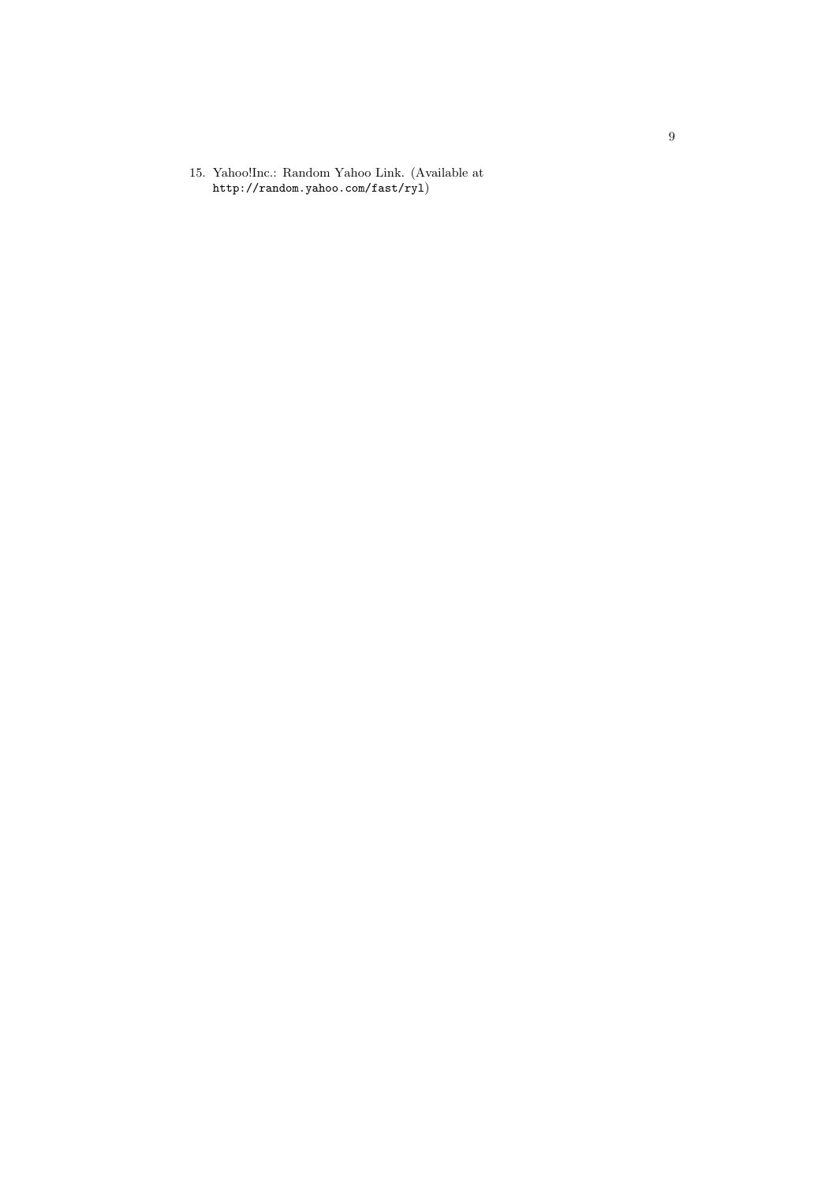15. Yahoo!Inc.: Random Yahoo Link. (Available at `http://random.yahoo.com/fast/ryl`)